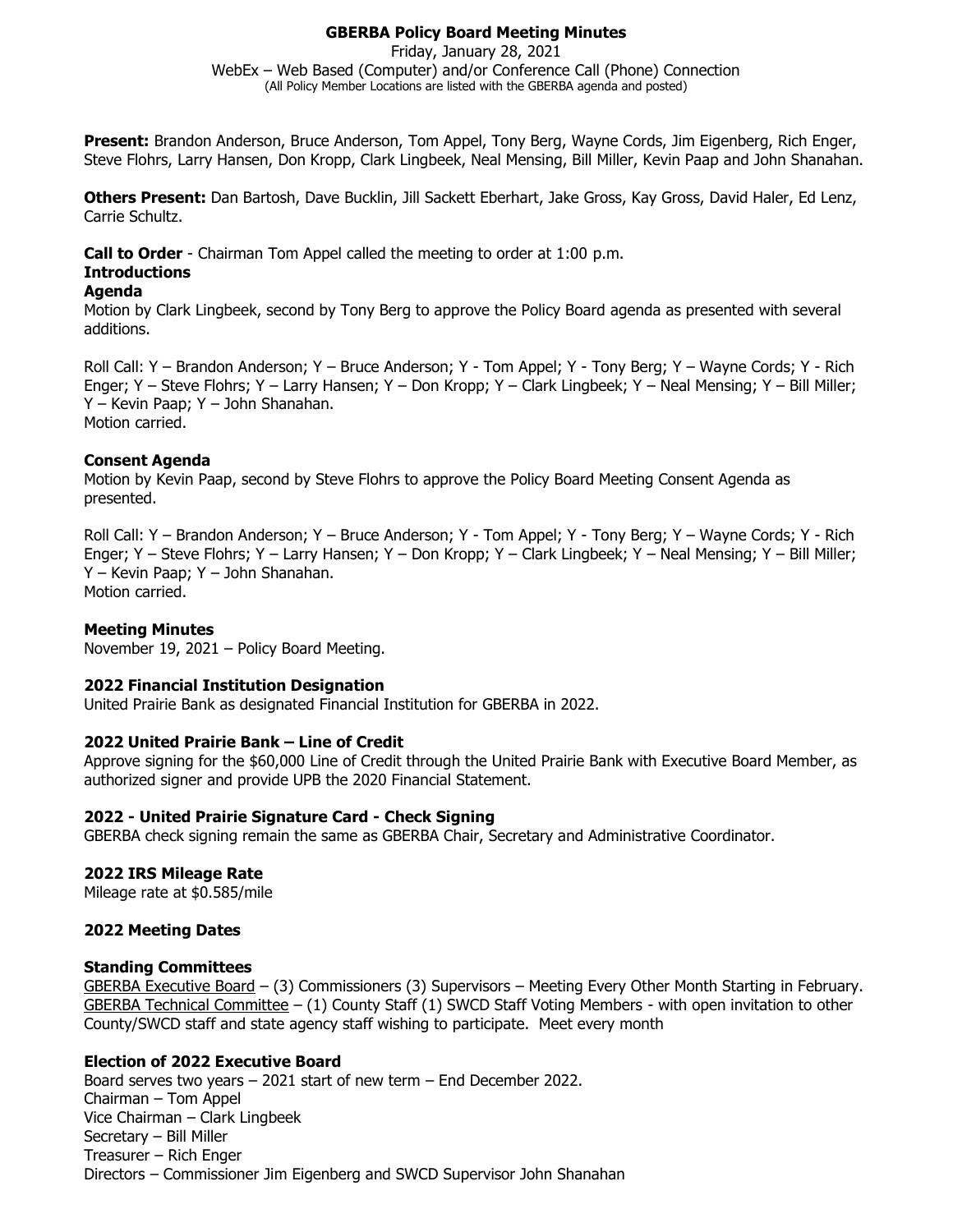# GBERBA Policy Board Meeting Minutes

Friday, January 28, 2021
WebEx – Web Based (Computer) and/or Conference Call (Phone) Connection
(All Policy Member Locations are listed with the GBERBA agenda and posted)

**Present:** Brandon Anderson, Bruce Anderson, Tom Appel, Tony Berg, Wayne Cords, Jim Eigenberg, Rich Enger, Steve Flohrs, Larry Hansen, Don Kropp, Clark Lingbeek, Neal Mensing, Bill Miller, Kevin Paap and John Shanahan.

**Others Present:** Dan Bartosh, Dave Bucklin, Jill Sackett Eberhart, Jake Gross, Kay Gross, David Haler, Ed Lenz, Carrie Schultz.

**Call to Order** - Chairman Tom Appel called the meeting to order at 1:00 p.m.

**Introductions**

**Agenda**

Motion by Clark Lingbeek, second by Tony Berg to approve the Policy Board agenda as presented with several additions.

Roll Call: Y – Brandon Anderson; Y – Bruce Anderson; Y - Tom Appel; Y - Tony Berg; Y – Wayne Cords; Y - Rich Enger; Y – Steve Flohrs; Y – Larry Hansen; Y – Don Kropp; Y – Clark Lingbeek; Y – Neal Mensing; Y – Bill Miller; Y – Kevin Paap; Y – John Shanahan.
Motion carried.

**Consent Agenda**

Motion by Kevin Paap, second by Steve Flohrs to approve the Policy Board Meeting Consent Agenda as presented.

Roll Call: Y – Brandon Anderson; Y – Bruce Anderson; Y - Tom Appel; Y - Tony Berg; Y – Wayne Cords; Y - Rich Enger; Y – Steve Flohrs; Y – Larry Hansen; Y – Don Kropp; Y – Clark Lingbeek; Y – Neal Mensing; Y – Bill Miller; Y – Kevin Paap; Y – John Shanahan.
Motion carried.

**Meeting Minutes**

November 19, 2021 – Policy Board Meeting.

**2022 Financial Institution Designation**

United Prairie Bank as designated Financial Institution for GBERBA in 2022.

**2022 United Prairie Bank – Line of Credit**

Approve signing for the $60,000 Line of Credit through the United Prairie Bank with Executive Board Member, as authorized signer and provide UPB the 2020 Financial Statement.

**2022 - United Prairie Signature Card - Check Signing**

GBERBA check signing remain the same as GBERBA Chair, Secretary and Administrative Coordinator.

**2022 IRS Mileage Rate**

Mileage rate at $0.585/mile

**2022 Meeting Dates**

**Standing Committees**

GBERBA Executive Board – (3) Commissioners (3) Supervisors – Meeting Every Other Month Starting in February.
GBERBA Technical Committee – (1) County Staff (1) SWCD Staff Voting Members - with open invitation to other County/SWCD staff and state agency staff wishing to participate. Meet every month

**Election of 2022 Executive Board**

Board serves two years – 2021 start of new term – End December 2022.
Chairman – Tom Appel
Vice Chairman – Clark Lingbeek
Secretary – Bill Miller
Treasurer – Rich Enger
Directors – Commissioner Jim Eigenberg and SWCD Supervisor John Shanahan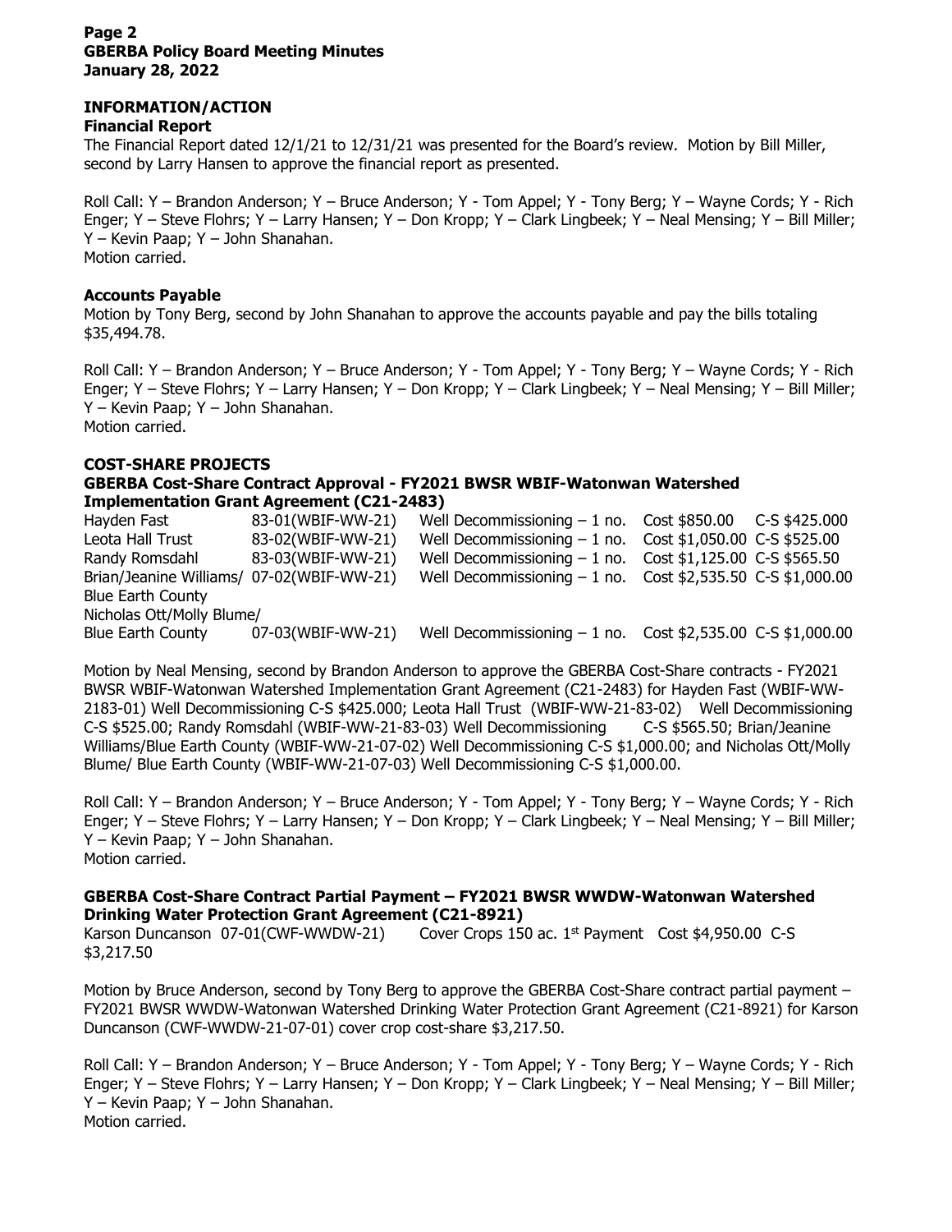**Page 2**
**GBERBA Policy Board Meeting Minutes**
**January 28, 2022**

## INFORMATION/ACTION

### Financial Report

The Financial Report dated 12/1/21 to 12/31/21 was presented for the Board's review. Motion by Bill Miller, second by Larry Hansen to approve the financial report as presented.

Roll Call: Y – Brandon Anderson; Y – Bruce Anderson; Y - Tom Appel; Y - Tony Berg; Y – Wayne Cords; Y - Rich Enger; Y – Steve Flohrs; Y – Larry Hansen; Y – Don Kropp; Y – Clark Lingbeek; Y – Neal Mensing; Y – Bill Miller; Y – Kevin Paap; Y – John Shanahan.
Motion carried.

### Accounts Payable

Motion by Tony Berg, second by John Shanahan to approve the accounts payable and pay the bills totaling $35,494.78.

Roll Call: Y – Brandon Anderson; Y – Bruce Anderson; Y - Tom Appel; Y - Tony Berg; Y – Wayne Cords; Y - Rich Enger; Y – Steve Flohrs; Y – Larry Hansen; Y – Don Kropp; Y – Clark Lingbeek; Y – Neal Mensing; Y – Bill Miller; Y – Kevin Paap; Y – John Shanahan.
Motion carried.

## COST-SHARE PROJECTS

### GBERBA Cost-Share Contract Approval - FY2021 BWSR WBIF-Watonwan Watershed Implementation Grant Agreement (C21-2483)

| | | | | |
|---|---|---|---|---|
| Hayden Fast | 83-01(WBIF-WW-21) | Well Decommissioning – 1 no. | Cost $850.00 | C-S $425.000 |
| Leota Hall Trust | 83-02(WBIF-WW-21) | Well Decommissioning – 1 no. | Cost $1,050.00 | C-S $525.00 |
| Randy Romsdahl | 83-03(WBIF-WW-21) | Well Decommissioning – 1 no. | Cost $1,125.00 | C-S $565.50 |
| Brian/Jeanine Williams/ Blue Earth County | 07-02(WBIF-WW-21) | Well Decommissioning – 1 no. | Cost $2,535.50 | C-S $1,000.00 |
| Nicholas Ott/Molly Blume/ Blue Earth County | 07-03(WBIF-WW-21) | Well Decommissioning – 1 no. | Cost $2,535.00 | C-S $1,000.00 |

Motion by Neal Mensing, second by Brandon Anderson to approve the GBERBA Cost-Share contracts - FY2021 BWSR WBIF-Watonwan Watershed Implementation Grant Agreement (C21-2483) for Hayden Fast (WBIF-WW-2183-01) Well Decommissioning C-S $425.000; Leota Hall Trust (WBIF-WW-21-83-02) Well Decommissioning C-S $525.00; Randy Romsdahl (WBIF-WW-21-83-03) Well Decommissioning C-S $565.50; Brian/Jeanine Williams/Blue Earth County (WBIF-WW-21-07-02) Well Decommissioning C-S $1,000.00; and Nicholas Ott/Molly Blume/ Blue Earth County (WBIF-WW-21-07-03) Well Decommissioning C-S $1,000.00.

Roll Call: Y – Brandon Anderson; Y – Bruce Anderson; Y - Tom Appel; Y - Tony Berg; Y – Wayne Cords; Y - Rich Enger; Y – Steve Flohrs; Y – Larry Hansen; Y – Don Kropp; Y – Clark Lingbeek; Y – Neal Mensing; Y – Bill Miller; Y – Kevin Paap; Y – John Shanahan.
Motion carried.

### GBERBA Cost-Share Contract Partial Payment – FY2021 BWSR WWDW-Watonwan Watershed Drinking Water Protection Grant Agreement (C21-8921)

Karson Duncanson 07-01(CWF-WWDW-21) Cover Crops 150 ac. 1st Payment Cost $4,950.00 C-S $3,217.50

Motion by Bruce Anderson, second by Tony Berg to approve the GBERBA Cost-Share contract partial payment – FY2021 BWSR WWDW-Watonwan Watershed Drinking Water Protection Grant Agreement (C21-8921) for Karson Duncanson (CWF-WWDW-21-07-01) cover crop cost-share $3,217.50.

Roll Call: Y – Brandon Anderson; Y – Bruce Anderson; Y - Tom Appel; Y - Tony Berg; Y – Wayne Cords; Y - Rich Enger; Y – Steve Flohrs; Y – Larry Hansen; Y – Don Kropp; Y – Clark Lingbeek; Y – Neal Mensing; Y – Bill Miller; Y – Kevin Paap; Y – John Shanahan.
Motion carried.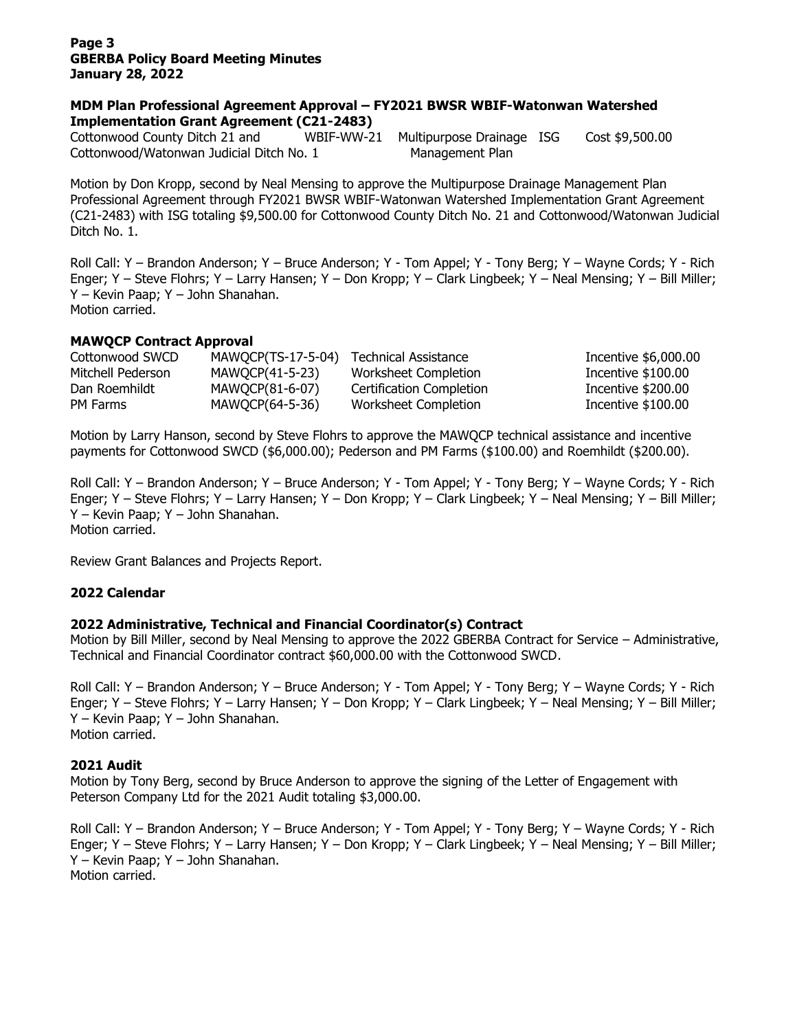### MDM Plan Professional Agreement Approval – FY2021 BWSR WBIF-Watonwan Watershed Implementation Grant Agreement (C21-2483)

| | | | | |
|---|---|---|---|---|
| Cottonwood County Ditch 21 and Cottonwood/Watonwan Judicial Ditch No. 1 | WBIF-WW-21 | Multipurpose Drainage Management Plan | ISG | Cost $9,500.00 |

Motion by Don Kropp, second by Neal Mensing to approve the Multipurpose Drainage Management Plan Professional Agreement through FY2021 BWSR WBIF-Watonwan Watershed Implementation Grant Agreement (C21-2483) with ISG totaling $9,500.00 for Cottonwood County Ditch No. 21 and Cottonwood/Watonwan Judicial Ditch No. 1.

Roll Call: Y – Brandon Anderson; Y – Bruce Anderson; Y - Tom Appel; Y - Tony Berg; Y – Wayne Cords; Y - Rich Enger; Y – Steve Flohrs; Y – Larry Hansen; Y – Don Kropp; Y – Clark Lingbeek; Y – Neal Mensing; Y – Bill Miller; Y – Kevin Paap; Y – John Shanahan.
Motion carried.

### MAWQCP Contract Approval

| | | | |
|---|---|---|---|
| Cottonwood SWCD | MAWQCP(TS-17-5-04) | Technical Assistance | Incentive $6,000.00 |
| Mitchell Pederson | MAWQCP(41-5-23) | Worksheet Completion | Incentive $100.00 |
| Dan Roemhildt | MAWQCP(81-6-07) | Certification Completion | Incentive $200.00 |
| PM Farms | MAWQCP(64-5-36) | Worksheet Completion | Incentive $100.00 |

Motion by Larry Hanson, second by Steve Flohrs to approve the MAWQCP technical assistance and incentive payments for Cottonwood SWCD ($6,000.00); Pederson and PM Farms ($100.00) and Roemhildt ($200.00).

Roll Call: Y – Brandon Anderson; Y – Bruce Anderson; Y - Tom Appel; Y - Tony Berg; Y – Wayne Cords; Y - Rich Enger; Y – Steve Flohrs; Y – Larry Hansen; Y – Don Kropp; Y – Clark Lingbeek; Y – Neal Mensing; Y – Bill Miller; Y – Kevin Paap; Y – John Shanahan.
Motion carried.

Review Grant Balances and Projects Report.

### 2022 Calendar

### 2022 Administrative, Technical and Financial Coordinator(s) Contract

Motion by Bill Miller, second by Neal Mensing to approve the 2022 GBERBA Contract for Service – Administrative, Technical and Financial Coordinator contract $60,000.00 with the Cottonwood SWCD.

Roll Call: Y – Brandon Anderson; Y – Bruce Anderson; Y - Tom Appel; Y - Tony Berg; Y – Wayne Cords; Y - Rich Enger; Y – Steve Flohrs; Y – Larry Hansen; Y – Don Kropp; Y – Clark Lingbeek; Y – Neal Mensing; Y – Bill Miller; Y – Kevin Paap; Y – John Shanahan.
Motion carried.

### 2021 Audit

Motion by Tony Berg, second by Bruce Anderson to approve the signing of the Letter of Engagement with Peterson Company Ltd for the 2021 Audit totaling $3,000.00.

Roll Call: Y – Brandon Anderson; Y – Bruce Anderson; Y - Tom Appel; Y - Tony Berg; Y – Wayne Cords; Y - Rich Enger; Y – Steve Flohrs; Y – Larry Hansen; Y – Don Kropp; Y – Clark Lingbeek; Y – Neal Mensing; Y – Bill Miller; Y – Kevin Paap; Y – John Shanahan.
Motion carried.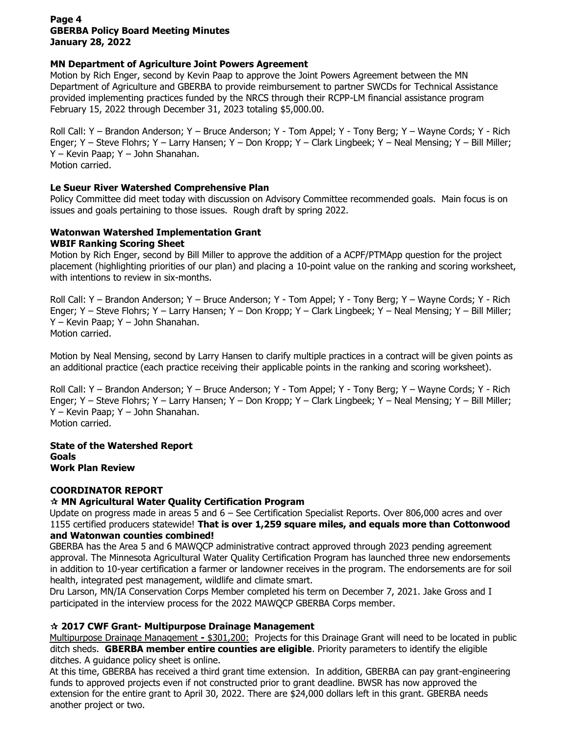**MN Department of Agriculture Joint Powers Agreement**

Motion by Rich Enger, second by Kevin Paap to approve the Joint Powers Agreement between the MN Department of Agriculture and GBERBA to provide reimbursement to partner SWCDs for Technical Assistance provided implementing practices funded by the NRCS through their RCPP-LM financial assistance program February 15, 2022 through December 31, 2023 totaling $5,000.00.

Roll Call: Y – Brandon Anderson; Y – Bruce Anderson; Y - Tom Appel; Y - Tony Berg; Y – Wayne Cords; Y - Rich Enger; Y – Steve Flohrs; Y – Larry Hansen; Y – Don Kropp; Y – Clark Lingbeek; Y – Neal Mensing; Y – Bill Miller; Y – Kevin Paap; Y – John Shanahan.
Motion carried.

**Le Sueur River Watershed Comprehensive Plan**

Policy Committee did meet today with discussion on Advisory Committee recommended goals. Main focus is on issues and goals pertaining to those issues. Rough draft by spring 2022.

**Watonwan Watershed Implementation Grant**
**WBIF Ranking Scoring Sheet**

Motion by Rich Enger, second by Bill Miller to approve the addition of a ACPF/PTMApp question for the project placement (highlighting priorities of our plan) and placing a 10-point value on the ranking and scoring worksheet, with intentions to review in six-months.

Roll Call: Y – Brandon Anderson; Y – Bruce Anderson; Y - Tom Appel; Y - Tony Berg; Y – Wayne Cords; Y - Rich Enger; Y – Steve Flohrs; Y – Larry Hansen; Y – Don Kropp; Y – Clark Lingbeek; Y – Neal Mensing; Y – Bill Miller; Y – Kevin Paap; Y – John Shanahan.
Motion carried.

Motion by Neal Mensing, second by Larry Hansen to clarify multiple practices in a contract will be given points as an additional practice (each practice receiving their applicable points in the ranking and scoring worksheet).

Roll Call: Y – Brandon Anderson; Y – Bruce Anderson; Y - Tom Appel; Y - Tony Berg; Y – Wayne Cords; Y - Rich Enger; Y – Steve Flohrs; Y – Larry Hansen; Y – Don Kropp; Y – Clark Lingbeek; Y – Neal Mensing; Y – Bill Miller; Y – Kevin Paap; Y – John Shanahan.
Motion carried.

**State of the Watershed Report**
**Goals**
**Work Plan Review**

**COORDINATOR REPORT**

**☆ MN Agricultural Water Quality Certification Program**

Update on progress made in areas 5 and 6 – See Certification Specialist Reports. Over 806,000 acres and over 1155 certified producers statewide! **That is over 1,259 square miles, and equals more than Cottonwood and Watonwan counties combined!**

GBERBA has the Area 5 and 6 MAWQCP administrative contract approved through 2023 pending agreement approval. The Minnesota Agricultural Water Quality Certification Program has launched three new endorsements in addition to 10-year certification a farmer or landowner receives in the program. The endorsements are for soil health, integrated pest management, wildlife and climate smart.

Dru Larson, MN/IA Conservation Corps Member completed his term on December 7, 2021. Jake Gross and I participated in the interview process for the 2022 MAWQCP GBERBA Corps member.

**☆ 2017 CWF Grant- Multipurpose Drainage Management**

<u>Multipurpose Drainage Management</u> **-** $301,200: Projects for this Drainage Grant will need to be located in public ditch sheds. **GBERBA member entire counties are eligible**. Priority parameters to identify the eligible ditches. A guidance policy sheet is online.

At this time, GBERBA has received a third grant time extension. In addition, GBERBA can pay grant-engineering funds to approved projects even if not constructed prior to grant deadline. BWSR has now approved the extension for the entire grant to April 30, 2022. There are $24,000 dollars left in this grant. GBERBA needs another project or two.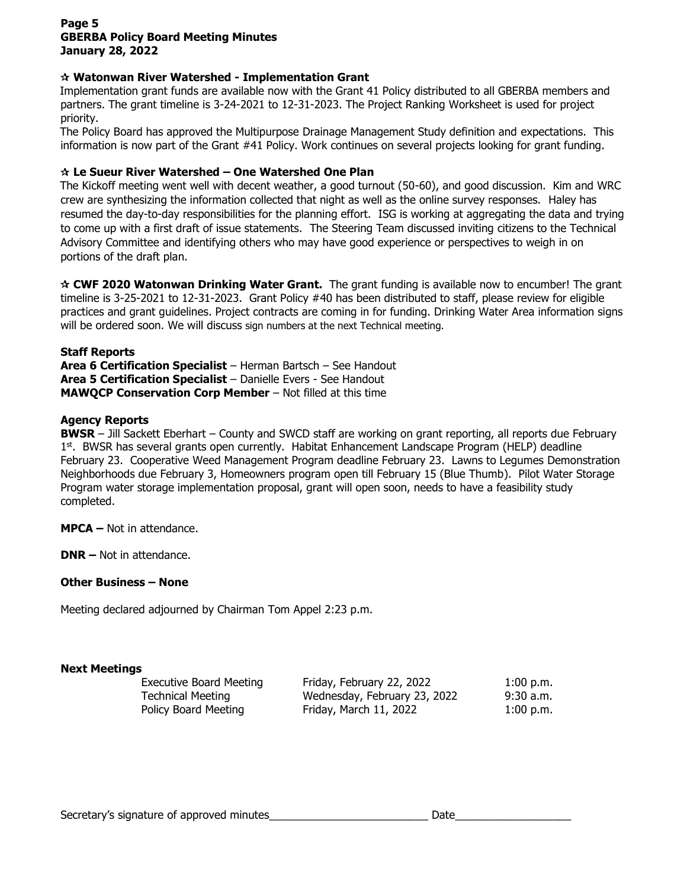### ☆ Watonwan River Watershed - Implementation Grant

Implementation grant funds are available now with the Grant 41 Policy distributed to all GBERBA members and partners. The grant timeline is 3-24-2021 to 12-31-2023. The Project Ranking Worksheet is used for project priority.

The Policy Board has approved the Multipurpose Drainage Management Study definition and expectations. This information is now part of the Grant #41 Policy. Work continues on several projects looking for grant funding.

### ☆ Le Sueur River Watershed – One Watershed One Plan

The Kickoff meeting went well with decent weather, a good turnout (50-60), and good discussion. Kim and WRC crew are synthesizing the information collected that night as well as the online survey responses. Haley has resumed the day-to-day responsibilities for the planning effort. ISG is working at aggregating the data and trying to come up with a first draft of issue statements. The Steering Team discussed inviting citizens to the Technical Advisory Committee and identifying others who may have good experience or perspectives to weigh in on portions of the draft plan.

**☆ CWF 2020 Watonwan Drinking Water Grant.** The grant funding is available now to encumber! The grant timeline is 3-25-2021 to 12-31-2023. Grant Policy #40 has been distributed to staff, please review for eligible practices and grant guidelines. Project contracts are coming in for funding. Drinking Water Area information signs will be ordered soon. We will discuss sign numbers at the next Technical meeting.

### Staff Reports

**Area 6 Certification Specialist** – Herman Bartsch – See Handout
**Area 5 Certification Specialist** – Danielle Evers - See Handout
**MAWQCP Conservation Corp Member** – Not filled at this time

### Agency Reports

**BWSR** – Jill Sackett Eberhart – County and SWCD staff are working on grant reporting, all reports due February 1st. BWSR has several grants open currently. Habitat Enhancement Landscape Program (HELP) deadline February 23. Cooperative Weed Management Program deadline February 23. Lawns to Legumes Demonstration Neighborhoods due February 3, Homeowners program open till February 15 (Blue Thumb). Pilot Water Storage Program water storage implementation proposal, grant will open soon, needs to have a feasibility study completed.

**MPCA –** Not in attendance.

**DNR –** Not in attendance.

### Other Business – None

Meeting declared adjourned by Chairman Tom Appel 2:23 p.m.

### Next Meetings

| | | |
|---|---|---|
| Executive Board Meeting | Friday, February 22, 2022 | 1:00 p.m. |
| Technical Meeting | Wednesday, February 23, 2022 | 9:30 a.m. |
| Policy Board Meeting | Friday, March 11, 2022 | 1:00 p.m. |

Secretary's signature of approved minutes__________________________ Date___________________